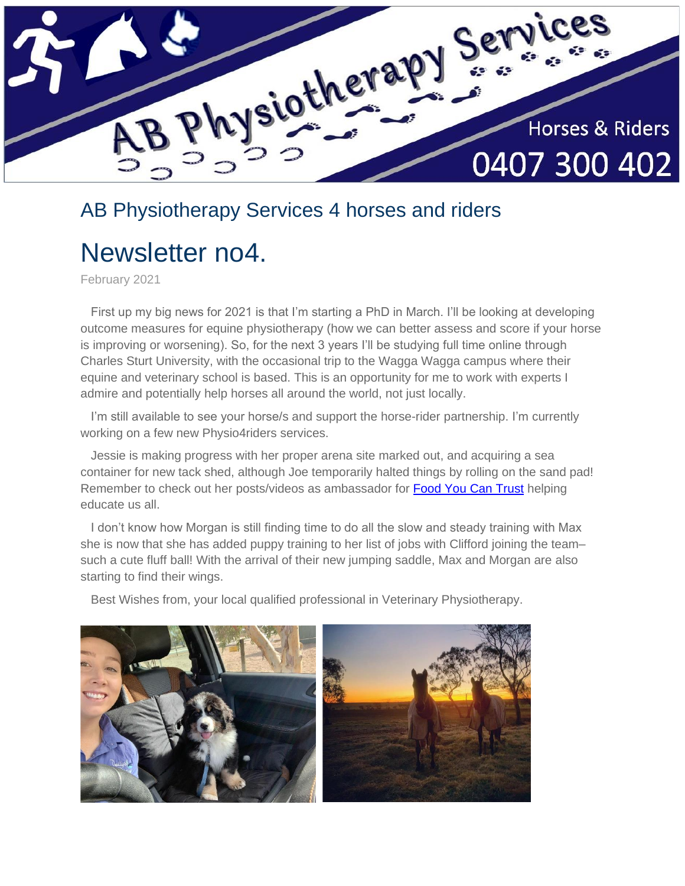# AB Physiotherapy Services 4 horses and riders

# Newsletter no4.

February 2021

First up my big news for 2021 is that I'm starting a PhD in March. I'll be looking at developing outcome measures for equine physiotherapy (how we can better assess and score if your horse is improving or worsening). So, for the next 3 years I'll be studying full time online through Charles Sturt University, with the occasional trip to the Wagga Wagga campus where their equine and veterinary school is based. This is an opportunity for me to work with experts I admire and potentially help horses all around the world, not just locally.

I'm still available to see your horse/s and support the horse-rider partnership. I'm currently working on a few new Physio4riders services.

Jessie is making progress with her proper arena site marked out, and acquiring a sea container for new tack shed, although Joe temporarily halted things by rolling on the sand pad! Remember to check out her posts/videos as ambassador for [Food You Can Trust](#) helping educate us all.

I don't know how Morgan is still finding time to do all the slow and steady training with Max she is now that she has added puppy training to her list of jobs with Clifford joining the team– such a cute fluff ball! With the arrival of their new jumping saddle, Max and Morgan are also starting to find their wings.

Best Wishes from, your local qualified professional in Veterinary Physiotherapy.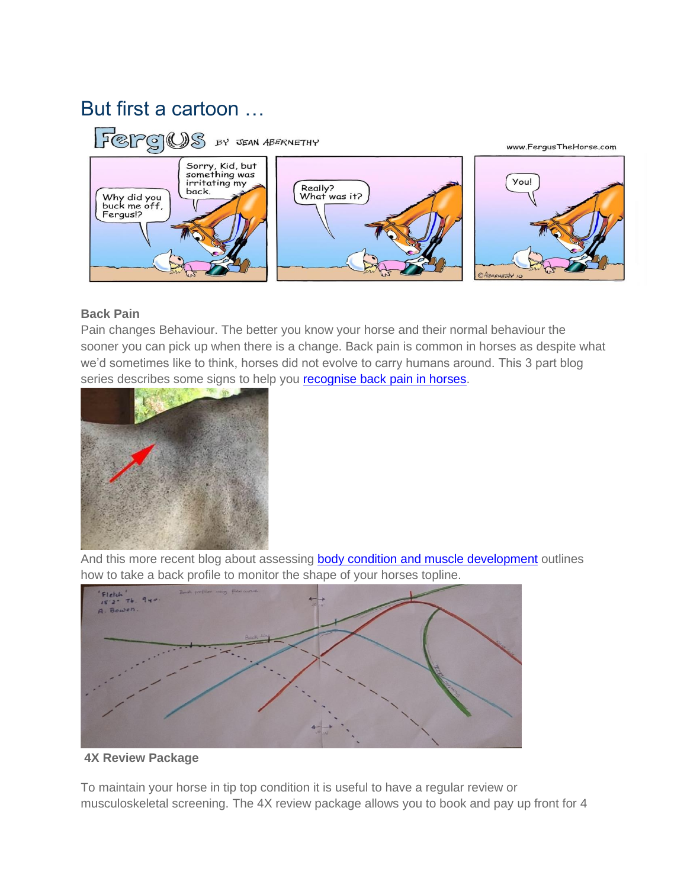# But first a cartoon …

**Back Pain**

Pain changes Behaviour. The better you know your horse and their normal behaviour the sooner you can pick up when there is a change. Back pain is common in horses as despite what we'd sometimes like to think, horses did not evolve to carry humans around. This 3 part blog series describes some signs to help you [recognise back pain in horses](recognise back pain in horses).

And this more recent blog about assessing [body condition and muscle development](body condition and muscle development) outlines how to take a back profile to monitor the shape of your horses topline.

**4X Review Package**

To maintain your horse in tip top condition it is useful to have a regular review or musculoskeletal screening. The 4X review package allows you to book and pay up front for 4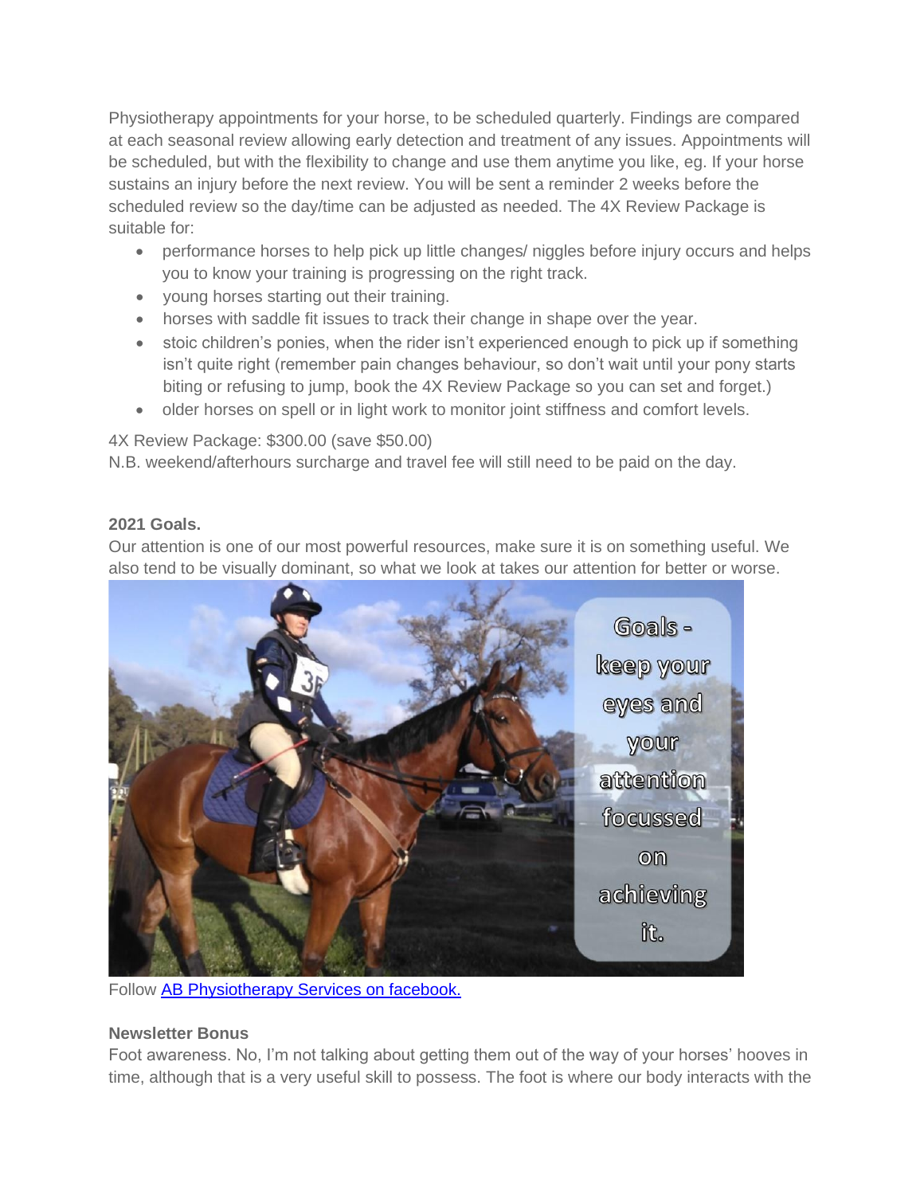Physiotherapy appointments for your horse, to be scheduled quarterly. Findings are compared at each seasonal review allowing early detection and treatment of any issues. Appointments will be scheduled, but with the flexibility to change and use them anytime you like, eg. If your horse sustains an injury before the next review. You will be sent a reminder 2 weeks before the scheduled review so the day/time can be adjusted as needed. The 4X Review Package is suitable for:

- performance horses to help pick up little changes/ niggles before injury occurs and helps you to know your training is progressing on the right track.
- young horses starting out their training.
- horses with saddle fit issues to track their change in shape over the year.
- stoic children's ponies, when the rider isn't experienced enough to pick up if something isn't quite right (remember pain changes behaviour, so don't wait until your pony starts biting or refusing to jump, book the 4X Review Package so you can set and forget.)
- older horses on spell or in light work to monitor joint stiffness and comfort levels.

4X Review Package: $300.00 (save $50.00)
N.B. weekend/afterhours surcharge and travel fee will still need to be paid on the day.

**2021 Goals.**
Our attention is one of our most powerful resources, make sure it is on something useful. We also tend to be visually dominant, so what we look at takes our attention for better or worse.

Goals - keep your eyes and your attention focussed on achieving it.

Follow [AB Physiotherapy Services on facebook.]()

**Newsletter Bonus**
Foot awareness. No, I'm not talking about getting them out of the way of your horses' hooves in time, although that is a very useful skill to possess. The foot is where our body interacts with the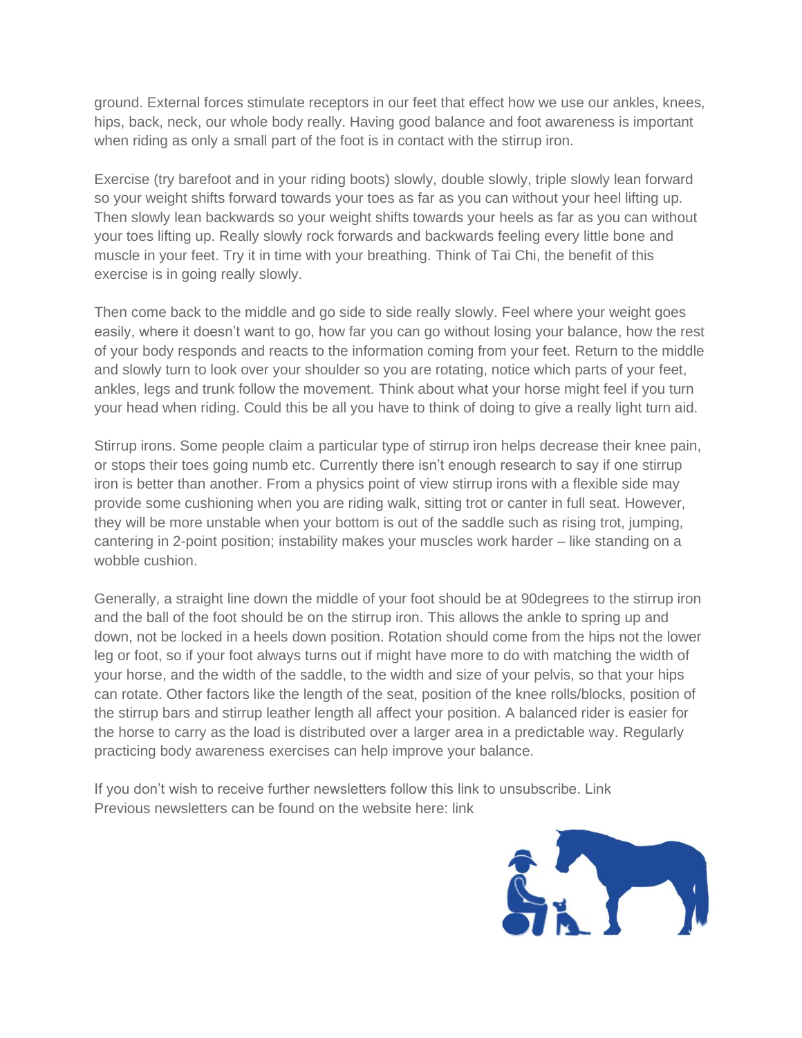ground. External forces stimulate receptors in our feet that effect how we use our ankles, knees, hips, back, neck, our whole body really. Having good balance and foot awareness is important when riding as only a small part of the foot is in contact with the stirrup iron.

Exercise (try barefoot and in your riding boots) slowly, double slowly, triple slowly lean forward so your weight shifts forward towards your toes as far as you can without your heel lifting up. Then slowly lean backwards so your weight shifts towards your heels as far as you can without your toes lifting up. Really slowly rock forwards and backwards feeling every little bone and muscle in your feet. Try it in time with your breathing. Think of Tai Chi, the benefit of this exercise is in going really slowly.

Then come back to the middle and go side to side really slowly. Feel where your weight goes easily, where it doesn't want to go, how far you can go without losing your balance, how the rest of your body responds and reacts to the information coming from your feet. Return to the middle and slowly turn to look over your shoulder so you are rotating, notice which parts of your feet, ankles, legs and trunk follow the movement. Think about what your horse might feel if you turn your head when riding. Could this be all you have to think of doing to give a really light turn aid.

Stirrup irons. Some people claim a particular type of stirrup iron helps decrease their knee pain, or stops their toes going numb etc. Currently there isn't enough research to say if one stirrup iron is better than another. From a physics point of view stirrup irons with a flexible side may provide some cushioning when you are riding walk, sitting trot or canter in full seat. However, they will be more unstable when your bottom is out of the saddle such as rising trot, jumping, cantering in 2-point position; instability makes your muscles work harder – like standing on a wobble cushion.

Generally, a straight line down the middle of your foot should be at 90degrees to the stirrup iron and the ball of the foot should be on the stirrup iron. This allows the ankle to spring up and down, not be locked in a heels down position. Rotation should come from the hips not the lower leg or foot, so if your foot always turns out if might have more to do with matching the width of your horse, and the width of the saddle, to the width and size of your pelvis, so that your hips can rotate. Other factors like the length of the seat, position of the knee rolls/blocks, position of the stirrup bars and stirrup leather length all affect your position. A balanced rider is easier for the horse to carry as the load is distributed over a larger area in a predictable way. Regularly practicing body awareness exercises can help improve your balance.

If you don't wish to receive further newsletters follow this link to unsubscribe. Link
Previous newsletters can be found on the website here: link